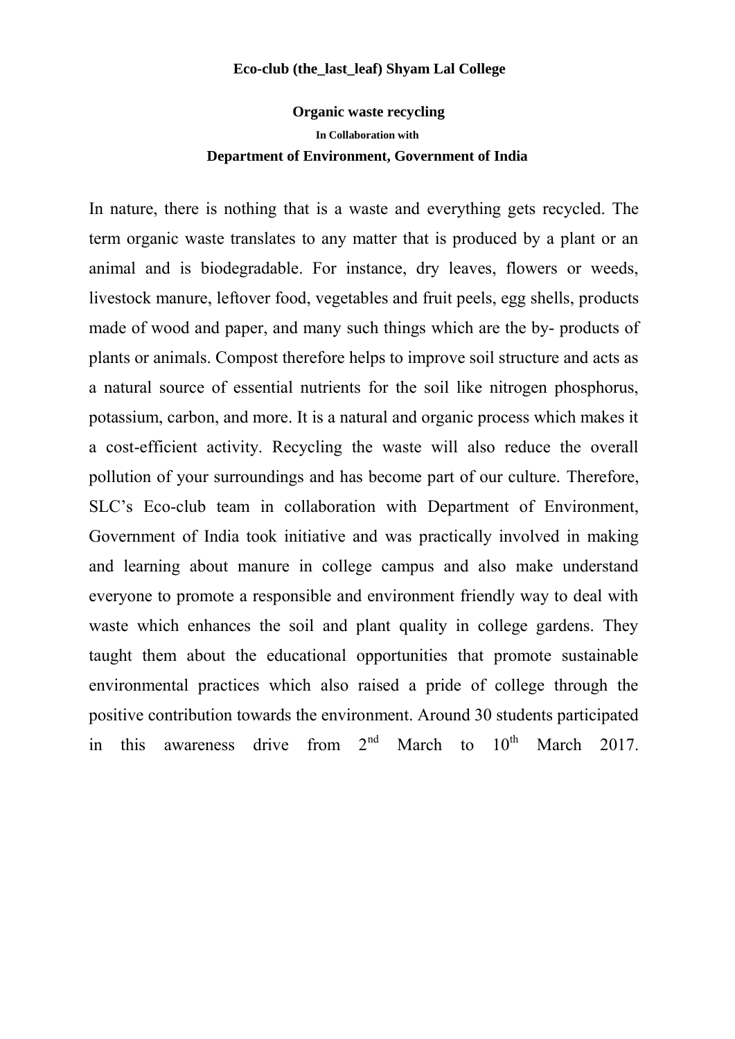**Eco-club (the_last_leaf) Shyam Lal College**

**Organic waste recycling**

**In Collaboration with**

**Department of Environment, Government of India**

In nature, there is nothing that is a waste and everything gets recycled. The term organic waste translates to any matter that is produced by a plant or an animal and is biodegradable. For instance, dry leaves, flowers or weeds, livestock manure, leftover food, vegetables and fruit peels, egg shells, products made of wood and paper, and many such things which are the by- products of plants or animals. Compost therefore helps to improve soil structure and acts as a natural source of essential nutrients for the soil like nitrogen phosphorus, potassium, carbon, and more. It is a natural and organic process which makes it a cost-efficient activity. Recycling the waste will also reduce the overall pollution of your surroundings and has become part of our culture. Therefore, SLC's Eco-club team in collaboration with Department of Environment, Government of India took initiative and was practically involved in making and learning about manure in college campus and also make understand everyone to promote a responsible and environment friendly way to deal with waste which enhances the soil and plant quality in college gardens. They taught them about the educational opportunities that promote sustainable environmental practices which also raised a pride of college through the positive contribution towards the environment. Around 30 students participated in this awareness drive from 2nd March to 10th March 2017.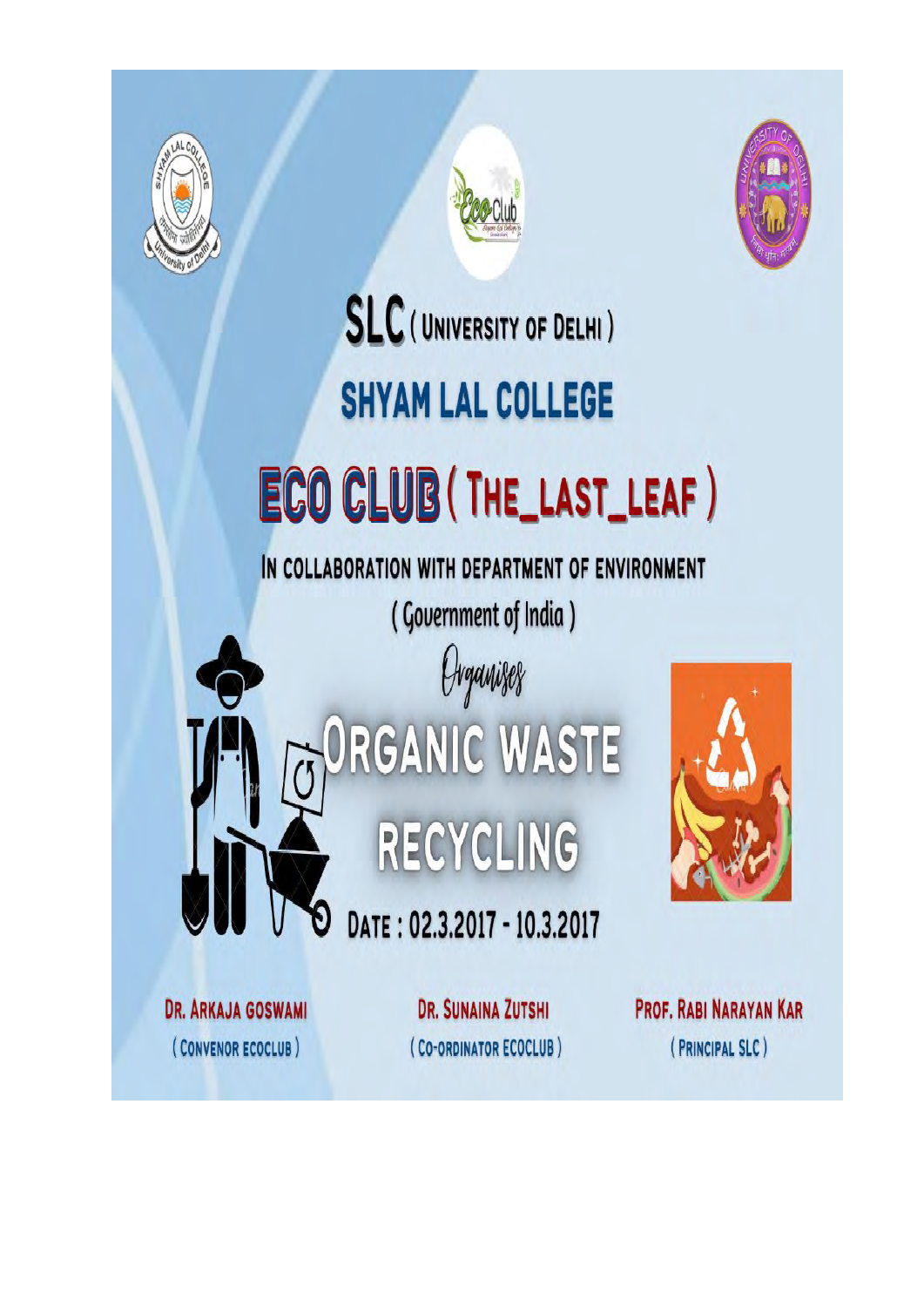# SLC (University of Delhi)

# Shyam Lal College

## ECO CLUB (THE_LAST_LEAF)

IN COLLABORATION WITH DEPARTMENT OF ENVIRONMENT

(Government of India)

*Organises*

# ORGANIC WASTE RECYCLING

DATE : 02.3.2017 - 10.3.2017

| Dr. Arkaja Goswami | Dr. Sunaina Zutshi | Prof. Rabi Narayan Kar |
|---|---|---|
| (Convenor Ecoclub) | (Co-ordinator Ecoclub) | (Principal SLC) |